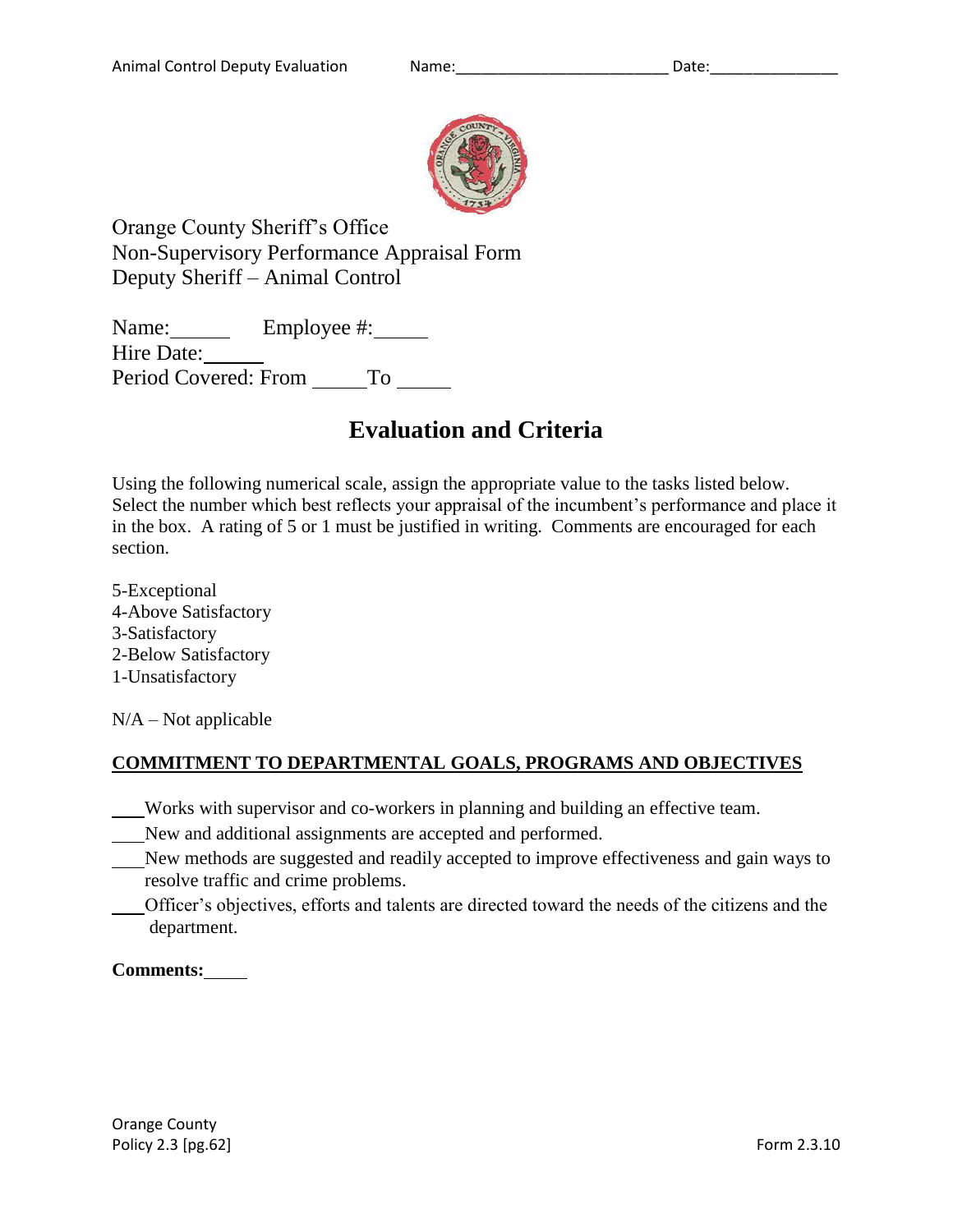Orange County Sheriff's Office
Non-Supervisory Performance Appraisal Form
Deputy Sheriff – Animal Control

Name:______ Employee #:_____
Hire Date:______
Period Covered: From _____To _____

# Evaluation and Criteria

Using the following numerical scale, assign the appropriate value to the tasks listed below. Select the number which best reflects your appraisal of the incumbent's performance and place it in the box. A rating of 5 or 1 must be justified in writing. Comments are encouraged for each section.

5-Exceptional
4-Above Satisfactory
3-Satisfactory
2-Below Satisfactory
1-Unsatisfactory

N/A – Not applicable

**COMMITMENT TO DEPARTMENTAL GOALS, PROGRAMS AND OBJECTIVES**

____Works with supervisor and co-workers in planning and building an effective team.
____New and additional assignments are accepted and performed.
____New methods are suggested and readily accepted to improve effectiveness and gain ways to resolve traffic and crime problems.
____Officer's objectives, efforts and talents are directed toward the needs of the citizens and the department.

**Comments:**_____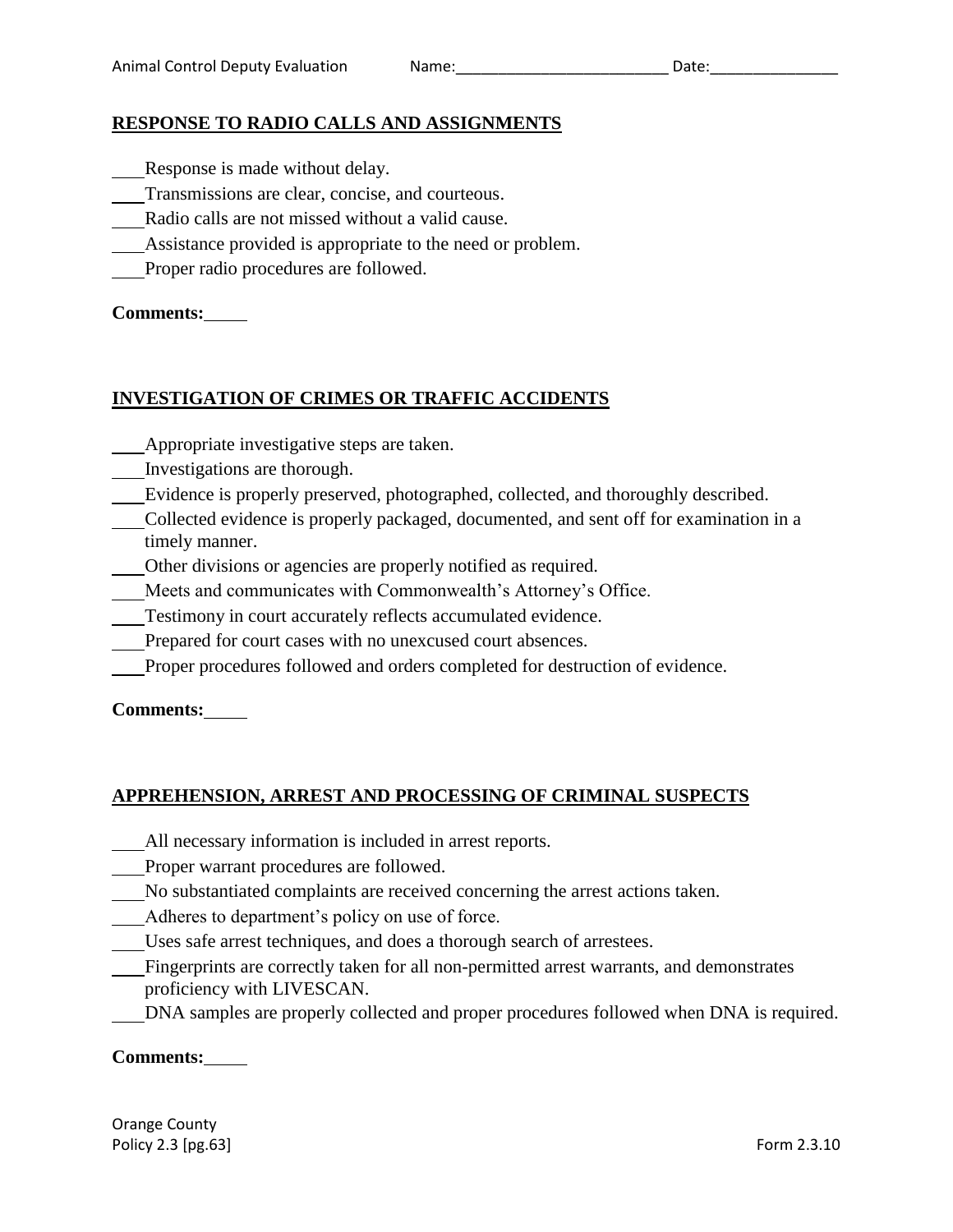## RESPONSE TO RADIO CALLS AND ASSIGNMENTS

\_\_\_ Response is made without delay.
\_\_\_ Transmissions are clear, concise, and courteous.
\_\_\_ Radio calls are not missed without a valid cause.
\_\_\_ Assistance provided is appropriate to the need or problem.
\_\_\_ Proper radio procedures are followed.

**Comments:**\_\_\_\_\_

## INVESTIGATION OF CRIMES OR TRAFFIC ACCIDENTS

\_\_\_ Appropriate investigative steps are taken.
\_\_\_ Investigations are thorough.
\_\_\_ Evidence is properly preserved, photographed, collected, and thoroughly described.
\_\_\_ Collected evidence is properly packaged, documented, and sent off for examination in a timely manner.
\_\_\_ Other divisions or agencies are properly notified as required.
\_\_\_ Meets and communicates with Commonwealth's Attorney's Office.
\_\_\_ Testimony in court accurately reflects accumulated evidence.
\_\_\_ Prepared for court cases with no unexcused court absences.
\_\_\_ Proper procedures followed and orders completed for destruction of evidence.

**Comments:**\_\_\_\_\_

## APPREHENSION, ARREST AND PROCESSING OF CRIMINAL SUSPECTS

\_\_\_ All necessary information is included in arrest reports.
\_\_\_ Proper warrant procedures are followed.
\_\_\_ No substantiated complaints are received concerning the arrest actions taken.
\_\_\_ Adheres to department's policy on use of force.
\_\_\_ Uses safe arrest techniques, and does a thorough search of arrestees.
\_\_\_ Fingerprints are correctly taken for all non-permitted arrest warrants, and demonstrates proficiency with LIVESCAN.
\_\_\_ DNA samples are properly collected and proper procedures followed when DNA is required.

**Comments:**\_\_\_\_\_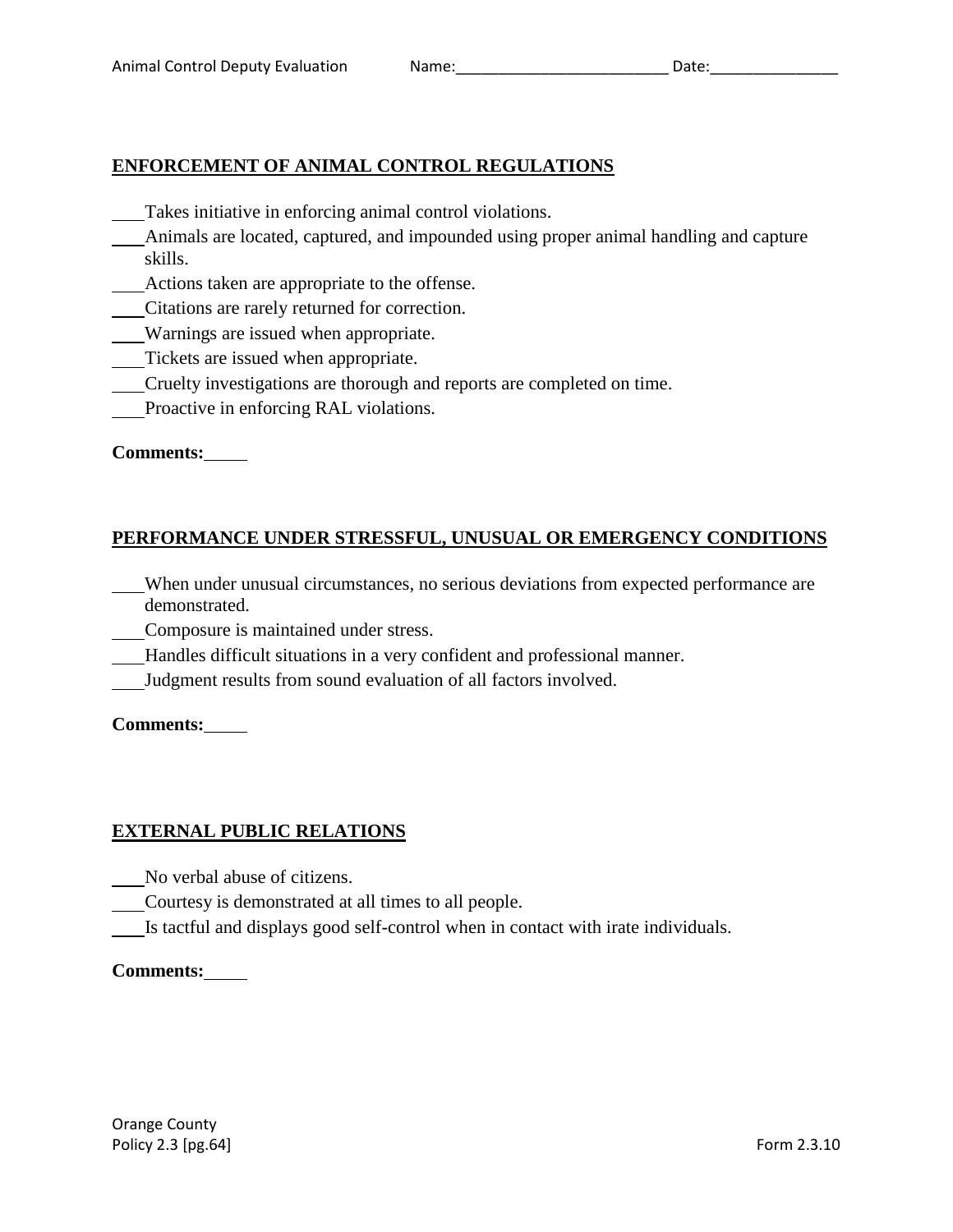## ENFORCEMENT OF ANIMAL CONTROL REGULATIONS

\_\_\_ Takes initiative in enforcing animal control violations.
\_\_\_ Animals are located, captured, and impounded using proper animal handling and capture skills.
\_\_\_ Actions taken are appropriate to the offense.
\_\_\_ Citations are rarely returned for correction.
\_\_\_ Warnings are issued when appropriate.
\_\_\_ Tickets are issued when appropriate.
\_\_\_ Cruelty investigations are thorough and reports are completed on time.
\_\_\_ Proactive in enforcing RAL violations.

**Comments:** \_\_\_\_\_

## PERFORMANCE UNDER STRESSFUL, UNUSUAL OR EMERGENCY CONDITIONS

\_\_\_ When under unusual circumstances, no serious deviations from expected performance are demonstrated.
\_\_\_ Composure is maintained under stress.
\_\_\_ Handles difficult situations in a very confident and professional manner.
\_\_\_ Judgment results from sound evaluation of all factors involved.

**Comments:** \_\_\_\_\_

## EXTERNAL PUBLIC RELATIONS

\_\_\_ No verbal abuse of citizens.
\_\_\_ Courtesy is demonstrated at all times to all people.
\_\_\_ Is tactful and displays good self-control when in contact with irate individuals.

**Comments:** \_\_\_\_\_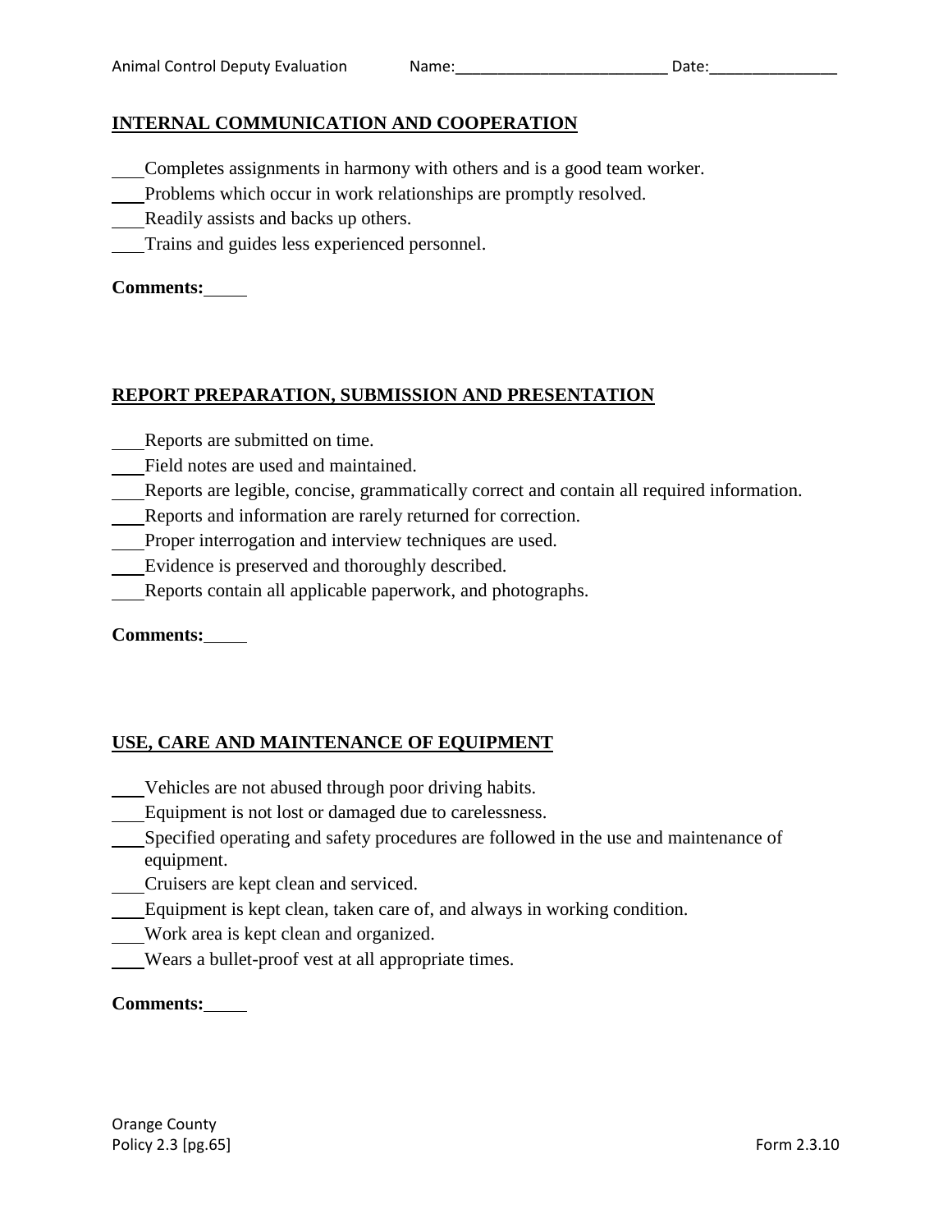## INTERNAL COMMUNICATION AND COOPERATION

___Completes assignments in harmony with others and is a good team worker.
___Problems which occur in work relationships are promptly resolved.
___Readily assists and backs up others.
___Trains and guides less experienced personnel.

**Comments:**_____

## REPORT PREPARATION, SUBMISSION AND PRESENTATION

___Reports are submitted on time.
___Field notes are used and maintained.
___Reports are legible, concise, grammatically correct and contain all required information.
___Reports and information are rarely returned for correction.
___Proper interrogation and interview techniques are used.
___Evidence is preserved and thoroughly described.
___Reports contain all applicable paperwork, and photographs.

**Comments:**_____

## USE, CARE AND MAINTENANCE OF EQUIPMENT

___Vehicles are not abused through poor driving habits.
___Equipment is not lost or damaged due to carelessness.
___Specified operating and safety procedures are followed in the use and maintenance of equipment.
___Cruisers are kept clean and serviced.
___Equipment is kept clean, taken care of, and always in working condition.
___Work area is kept clean and organized.
___Wears a bullet-proof vest at all appropriate times.

**Comments:**_____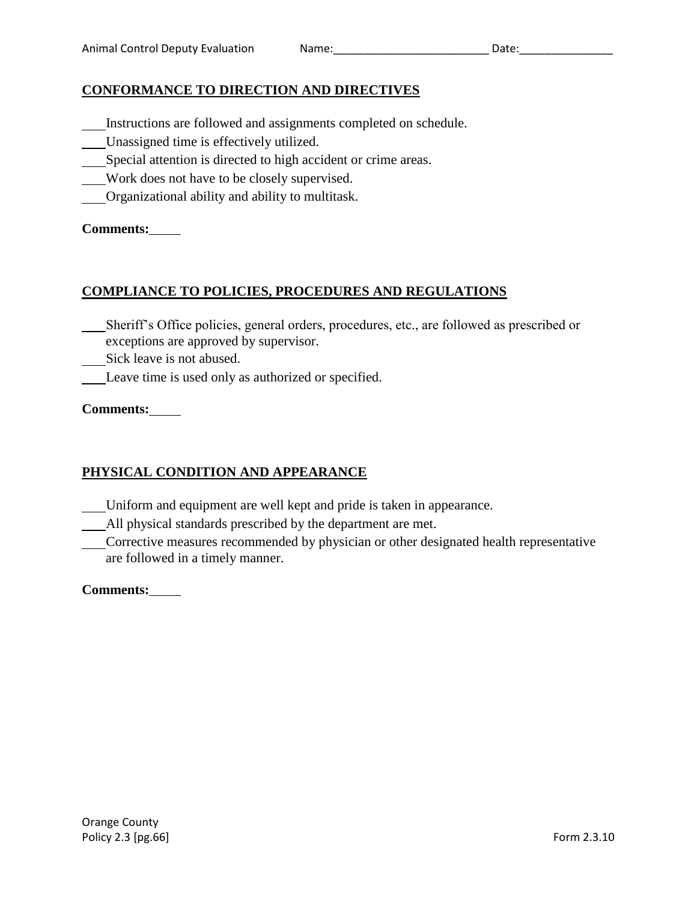## CONFORMANCE TO DIRECTION AND DIRECTIVES

___Instructions are followed and assignments completed on schedule.
___Unassigned time is effectively utilized.
___Special attention is directed to high accident or crime areas.
___Work does not have to be closely supervised.
___Organizational ability and ability to multitask.

**Comments:**_____

## COMPLIANCE TO POLICIES, PROCEDURES AND REGULATIONS

___Sheriff's Office policies, general orders, procedures, etc., are followed as prescribed or exceptions are approved by supervisor.
___Sick leave is not abused.
___Leave time is used only as authorized or specified.

**Comments:**_____

## PHYSICAL CONDITION AND APPEARANCE

___Uniform and equipment are well kept and pride is taken in appearance.
___All physical standards prescribed by the department are met.
___Corrective measures recommended by physician or other designated health representative are followed in a timely manner.

**Comments:**_____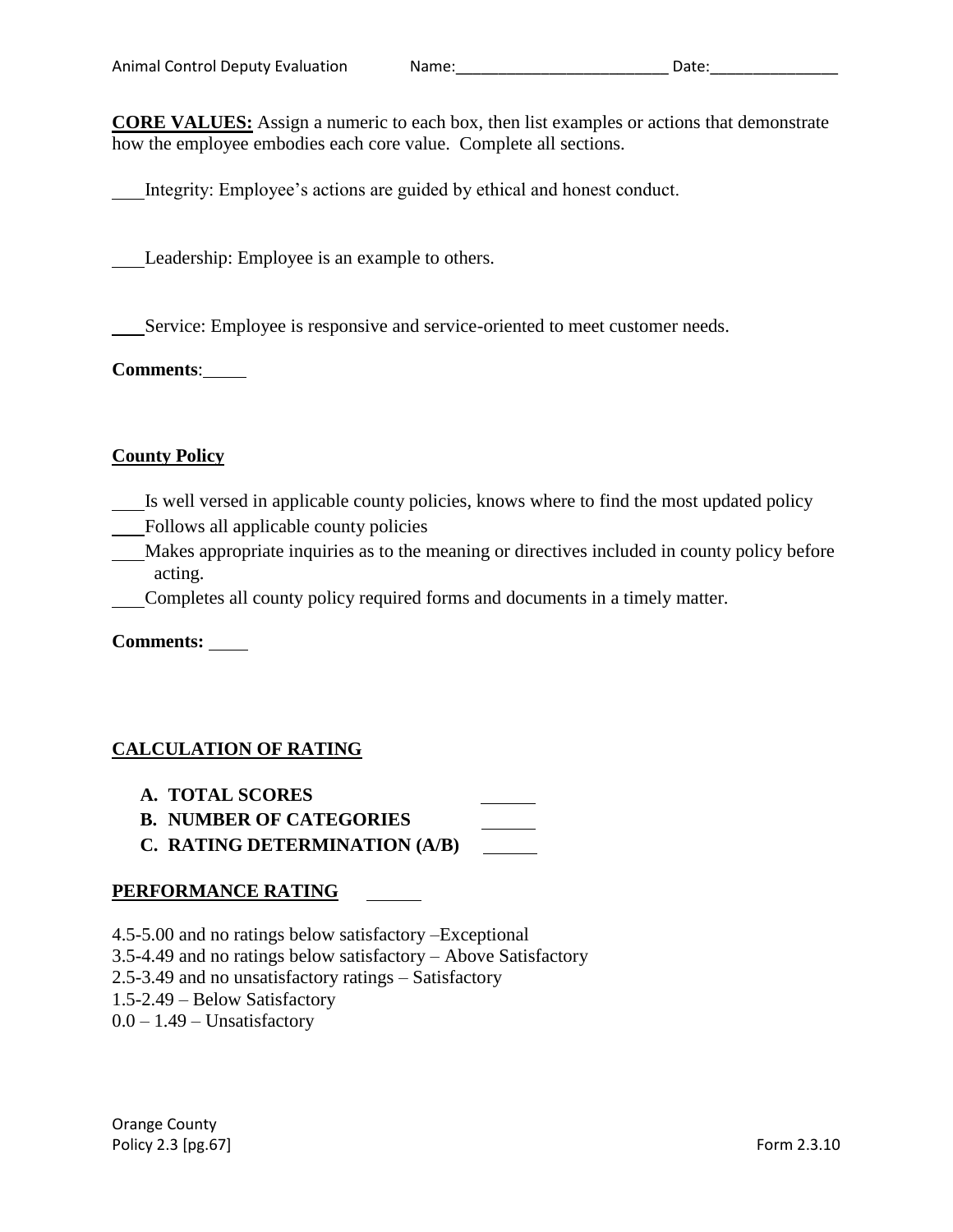**CORE VALUES:** Assign a numeric to each box, then list examples or actions that demonstrate how the employee embodies each core value. Complete all sections.

___Integrity: Employee's actions are guided by ethical and honest conduct.

___Leadership: Employee is an example to others.

___Service: Employee is responsive and service-oriented to meet customer needs.

**Comments**:_____

**County Policy**

___Is well versed in applicable county policies, knows where to find the most updated policy
___Follows all applicable county policies
___Makes appropriate inquiries as to the meaning or directives included in county policy before acting.
___Completes all county policy required forms and documents in a timely matter.

**Comments:** ____

**CALCULATION OF RATING**

A. **TOTAL SCORES** ______
B. **NUMBER OF CATEGORIES** ______
C. **RATING DETERMINATION (A/B)** ______

**PERFORMANCE RATING** ______

4.5-5.00 and no ratings below satisfactory –Exceptional
3.5-4.49 and no ratings below satisfactory – Above Satisfactory
2.5-3.49 and no unsatisfactory ratings – Satisfactory
1.5-2.49 – Below Satisfactory
0.0 – 1.49 – Unsatisfactory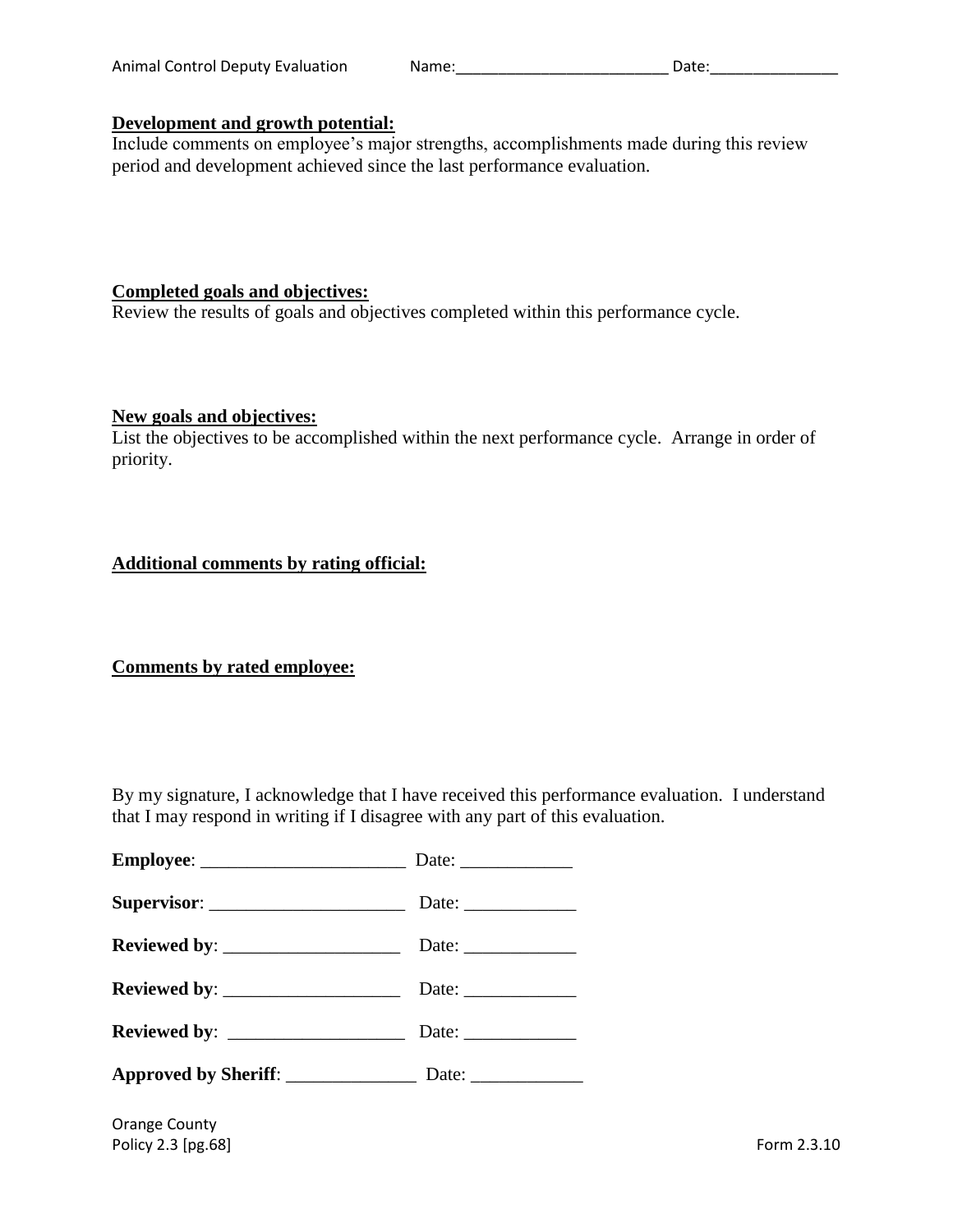Animal Control Deputy Evaluation Name:_________________________ Date:_______________

**Development and growth potential:**

Include comments on employee's major strengths, accomplishments made during this review period and development achieved since the last performance evaluation.

**Completed goals and objectives:**

Review the results of goals and objectives completed within this performance cycle.

**New goals and objectives:**

List the objectives to be accomplished within the next performance cycle. Arrange in order of priority.

**Additional comments by rating official:**

**Comments by rated employee:**

By my signature, I acknowledge that I have received this performance evaluation. I understand that I may respond in writing if I disagree with any part of this evaluation.

**Employee**: ______________________ Date: ____________

**Supervisor**: _____________________ Date: ____________

**Reviewed by**: ___________________ Date: ____________

**Reviewed by**: ___________________ Date: ____________

**Reviewed by**: ___________________ Date: ____________

**Approved by Sheriff**: ______________ Date: ____________

Orange County
Policy 2.3 [pg.68] Form 2.3.10